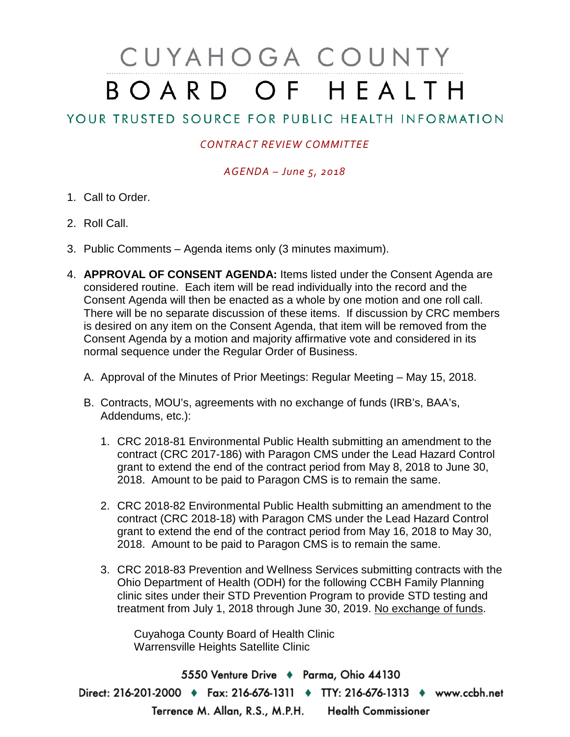# CUYAHOGA COUNTY BOARD OF HEALTH

## YOUR TRUSTED SOURCE FOR PUBLIC HEALTH INFORMATION

*CONTRACT REVIEW COMMITTEE*

*AGENDA – June 5, 2018*

1. Call to Order.

2. Roll Call.

3. Public Comments – Agenda items only (3 minutes maximum).

4. **APPROVAL OF CONSENT AGENDA:** Items listed under the Consent Agenda are considered routine. Each item will be read individually into the record and the Consent Agenda will then be enacted as a whole by one motion and one roll call. There will be no separate discussion of these items. If discussion by CRC members is desired on any item on the Consent Agenda, that item will be removed from the Consent Agenda by a motion and majority affirmative vote and considered in its normal sequence under the Regular Order of Business.

   A. Approval of the Minutes of Prior Meetings: Regular Meeting – May 15, 2018.

   B. Contracts, MOU's, agreements with no exchange of funds (IRB's, BAA's, Addendums, etc.):

      1. CRC 2018-81 Environmental Public Health submitting an amendment to the contract (CRC 2017-186) with Paragon CMS under the Lead Hazard Control grant to extend the end of the contract period from May 8, 2018 to June 30, 2018. Amount to be paid to Paragon CMS is to remain the same.

      2. CRC 2018-82 Environmental Public Health submitting an amendment to the contract (CRC 2018-18) with Paragon CMS under the Lead Hazard Control grant to extend the end of the contract period from May 16, 2018 to May 30, 2018. Amount to be paid to Paragon CMS is to remain the same.

      3. CRC 2018-83 Prevention and Wellness Services submitting contracts with the Ohio Department of Health (ODH) for the following CCBH Family Planning clinic sites under their STD Prevention Program to provide STD testing and treatment from July 1, 2018 through June 30, 2019. <u>No exchange of funds</u>.

         Cuyahoga County Board of Health Clinic
         Warrensville Heights Satellite Clinic

5550 Venture Drive ♦ Parma, Ohio 44130
Direct: 216-201-2000 ♦ Fax: 216-676-1311 ♦ TTY: 216-676-1313 ♦ www.ccbh.net
Terrence M. Allan, R.S., M.P.H. Health Commissioner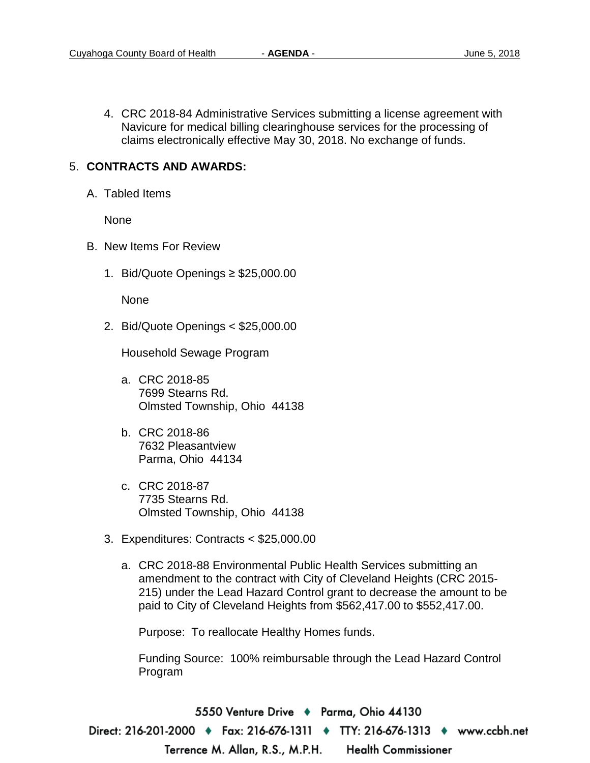4. CRC 2018-84 Administrative Services submitting a license agreement with Navicure for medical billing clearinghouse services for the processing of claims electronically effective May 30, 2018. No exchange of funds.

5. **CONTRACTS AND AWARDS:**

   A. Tabled Items

      None

   B. New Items For Review

      1. Bid/Quote Openings ≥ $25,000.00

         None

      2. Bid/Quote Openings < $25,000.00

         Household Sewage Program

         a. CRC 2018-85
            7699 Stearns Rd.
            Olmsted Township, Ohio 44138

         b. CRC 2018-86
            7632 Pleasantview
            Parma, Ohio 44134

         c. CRC 2018-87
            7735 Stearns Rd.
            Olmsted Township, Ohio 44138

      3. Expenditures: Contracts < $25,000.00

         a. CRC 2018-88 Environmental Public Health Services submitting an amendment to the contract with City of Cleveland Heights (CRC 2015-215) under the Lead Hazard Control grant to decrease the amount to be paid to City of Cleveland Heights from $562,417.00 to $552,417.00.

            Purpose: To reallocate Healthy Homes funds.

            Funding Source: 100% reimbursable through the Lead Hazard Control Program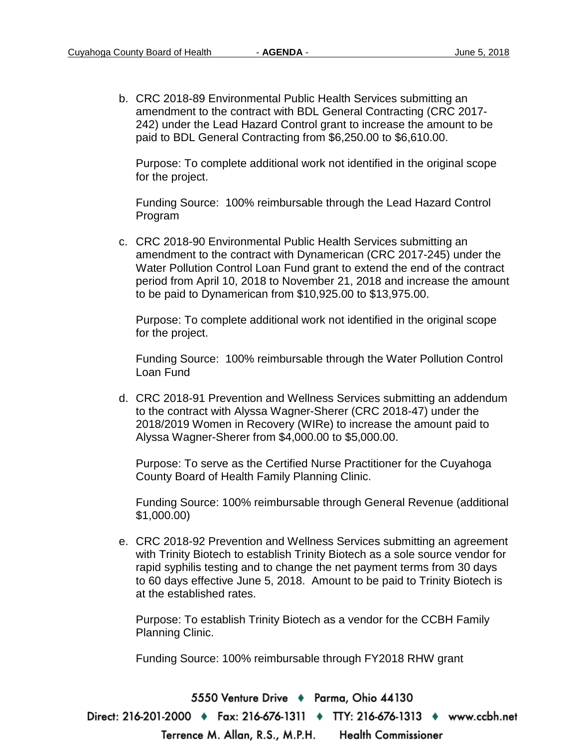b. CRC 2018-89 Environmental Public Health Services submitting an amendment to the contract with BDL General Contracting (CRC 2017-242) under the Lead Hazard Control grant to increase the amount to be paid to BDL General Contracting from $6,250.00 to $6,610.00.

   Purpose: To complete additional work not identified in the original scope for the project.

   Funding Source: 100% reimbursable through the Lead Hazard Control Program

c. CRC 2018-90 Environmental Public Health Services submitting an amendment to the contract with Dynamerican (CRC 2017-245) under the Water Pollution Control Loan Fund grant to extend the end of the contract period from April 10, 2018 to November 21, 2018 and increase the amount to be paid to Dynamerican from $10,925.00 to $13,975.00.

   Purpose: To complete additional work not identified in the original scope for the project.

   Funding Source: 100% reimbursable through the Water Pollution Control Loan Fund

d. CRC 2018-91 Prevention and Wellness Services submitting an addendum to the contract with Alyssa Wagner-Sherer (CRC 2018-47) under the 2018/2019 Women in Recovery (WIRe) to increase the amount paid to Alyssa Wagner-Sherer from $4,000.00 to $5,000.00.

   Purpose: To serve as the Certified Nurse Practitioner for the Cuyahoga County Board of Health Family Planning Clinic.

   Funding Source: 100% reimbursable through General Revenue (additional $1,000.00)

e. CRC 2018-92 Prevention and Wellness Services submitting an agreement with Trinity Biotech to establish Trinity Biotech as a sole source vendor for rapid syphilis testing and to change the net payment terms from 30 days to 60 days effective June 5, 2018. Amount to be paid to Trinity Biotech is at the established rates.

   Purpose: To establish Trinity Biotech as a vendor for the CCBH Family Planning Clinic.

   Funding Source: 100% reimbursable through FY2018 RHW grant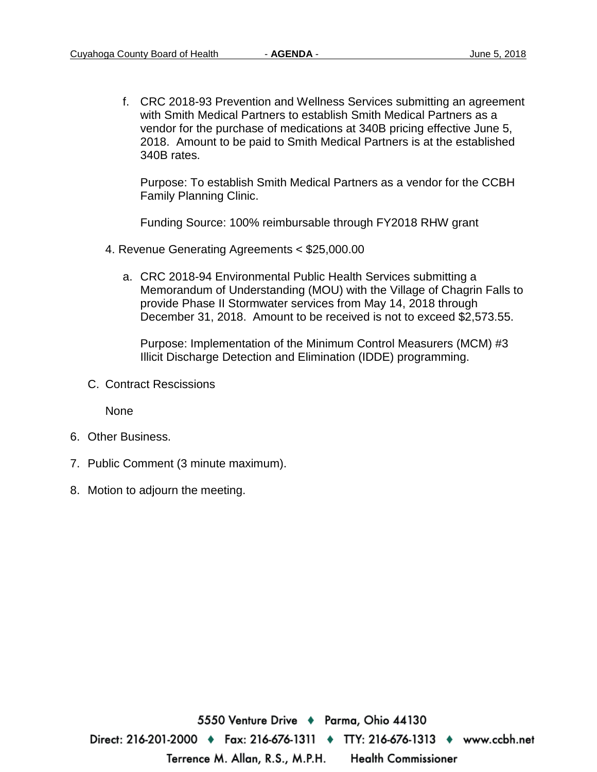f. CRC 2018-93 Prevention and Wellness Services submitting an agreement with Smith Medical Partners to establish Smith Medical Partners as a vendor for the purchase of medications at 340B pricing effective June 5, 2018. Amount to be paid to Smith Medical Partners is at the established 340B rates.

   Purpose: To establish Smith Medical Partners as a vendor for the CCBH Family Planning Clinic.

   Funding Source: 100% reimbursable through FY2018 RHW grant

4. Revenue Generating Agreements < $25,000.00

   a. CRC 2018-94 Environmental Public Health Services submitting a Memorandum of Understanding (MOU) with the Village of Chagrin Falls to provide Phase II Stormwater services from May 14, 2018 through December 31, 2018. Amount to be received is not to exceed $2,573.55.

      Purpose: Implementation of the Minimum Control Measurers (MCM) #3 Illicit Discharge Detection and Elimination (IDDE) programming.

C. Contract Rescissions

   None

6. Other Business.

7. Public Comment (3 minute maximum).

8. Motion to adjourn the meeting.